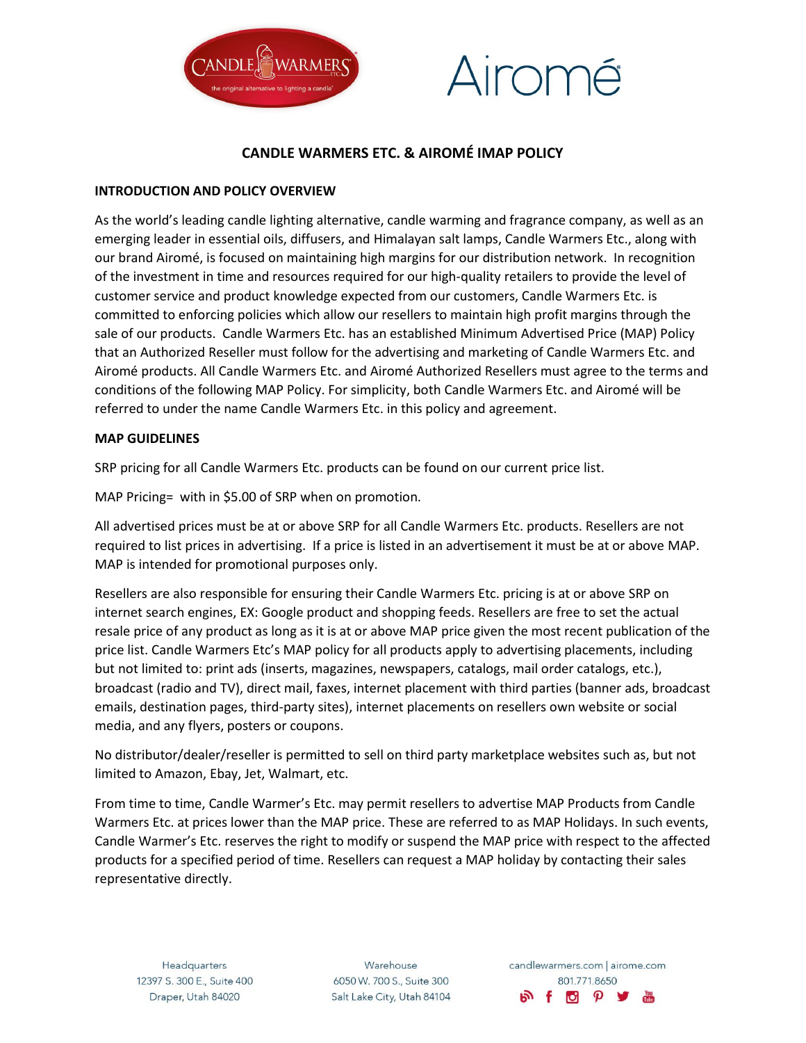# CANDLE WARMERS ETC. & AIROMÉ IMAP POLICY

## INTRODUCTION AND POLICY OVERVIEW

As the world's leading candle lighting alternative, candle warming and fragrance company, as well as an emerging leader in essential oils, diffusers, and Himalayan salt lamps, Candle Warmers Etc., along with our brand Airomé, is focused on maintaining high margins for our distribution network. In recognition of the investment in time and resources required for our high-quality retailers to provide the level of customer service and product knowledge expected from our customers, Candle Warmers Etc. is committed to enforcing policies which allow our resellers to maintain high profit margins through the sale of our products. Candle Warmers Etc. has an established Minimum Advertised Price (MAP) Policy that an Authorized Reseller must follow for the advertising and marketing of Candle Warmers Etc. and Airomé products. All Candle Warmers Etc. and Airomé Authorized Resellers must agree to the terms and conditions of the following MAP Policy. For simplicity, both Candle Warmers Etc. and Airomé will be referred to under the name Candle Warmers Etc. in this policy and agreement.

## MAP GUIDELINES

SRP pricing for all Candle Warmers Etc. products can be found on our current price list.

MAP Pricing= with in $5.00 of SRP when on promotion.

All advertised prices must be at or above SRP for all Candle Warmers Etc. products. Resellers are not required to list prices in advertising. If a price is listed in an advertisement it must be at or above MAP. MAP is intended for promotional purposes only.

Resellers are also responsible for ensuring their Candle Warmers Etc. pricing is at or above SRP on internet search engines, EX: Google product and shopping feeds. Resellers are free to set the actual resale price of any product as long as it is at or above MAP price given the most recent publication of the price list. Candle Warmers Etc's MAP policy for all products apply to advertising placements, including but not limited to: print ads (inserts, magazines, newspapers, catalogs, mail order catalogs, etc.), broadcast (radio and TV), direct mail, faxes, internet placement with third parties (banner ads, broadcast emails, destination pages, third-party sites), internet placements on resellers own website or social media, and any flyers, posters or coupons.

No distributor/dealer/reseller is permitted to sell on third party marketplace websites such as, but not limited to Amazon, Ebay, Jet, Walmart, etc.

From time to time, Candle Warmer's Etc. may permit resellers to advertise MAP Products from Candle Warmers Etc. at prices lower than the MAP price. These are referred to as MAP Holidays. In such events, Candle Warmer's Etc. reserves the right to modify or suspend the MAP price with respect to the affected products for a specified period of time. Resellers can request a MAP holiday by contacting their sales representative directly.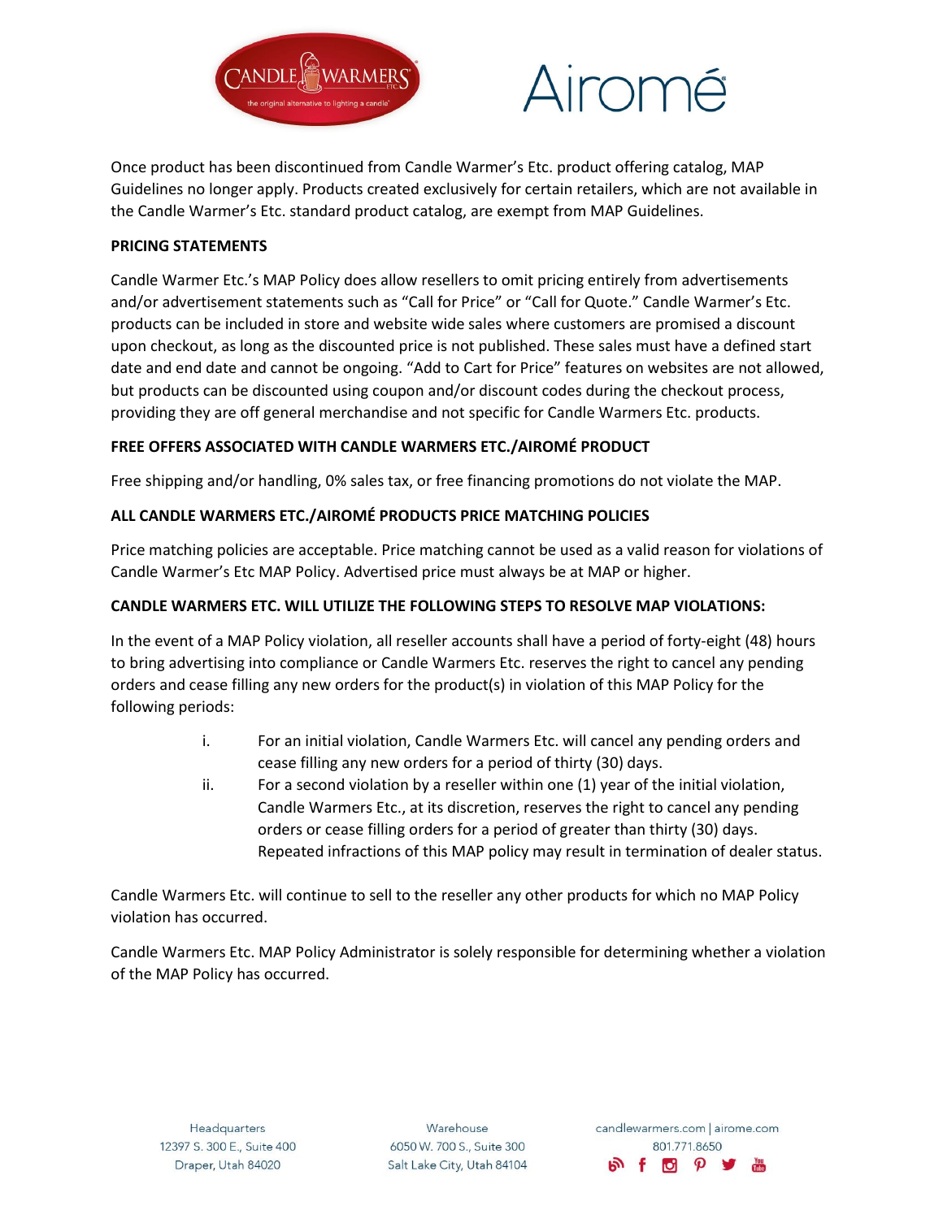Once product has been discontinued from Candle Warmer's Etc. product offering catalog, MAP Guidelines no longer apply. Products created exclusively for certain retailers, which are not available in the Candle Warmer's Etc. standard product catalog, are exempt from MAP Guidelines.

**PRICING STATEMENTS**

Candle Warmer Etc.'s MAP Policy does allow resellers to omit pricing entirely from advertisements and/or advertisement statements such as "Call for Price" or "Call for Quote." Candle Warmer's Etc. products can be included in store and website wide sales where customers are promised a discount upon checkout, as long as the discounted price is not published. These sales must have a defined start date and end date and cannot be ongoing. "Add to Cart for Price" features on websites are not allowed, but products can be discounted using coupon and/or discount codes during the checkout process, providing they are off general merchandise and not specific for Candle Warmers Etc. products.

**FREE OFFERS ASSOCIATED WITH CANDLE WARMERS ETC./AIROMÉ PRODUCT**

Free shipping and/or handling, 0% sales tax, or free financing promotions do not violate the MAP.

**ALL CANDLE WARMERS ETC./AIROMÉ PRODUCTS PRICE MATCHING POLICIES**

Price matching policies are acceptable. Price matching cannot be used as a valid reason for violations of Candle Warmer's Etc MAP Policy. Advertised price must always be at MAP or higher.

**CANDLE WARMERS ETC. WILL UTILIZE THE FOLLOWING STEPS TO RESOLVE MAP VIOLATIONS:**

In the event of a MAP Policy violation, all reseller accounts shall have a period of forty-eight (48) hours to bring advertising into compliance or Candle Warmers Etc. reserves the right to cancel any pending orders and cease filling any new orders for the product(s) in violation of this MAP Policy for the following periods:

i. For an initial violation, Candle Warmers Etc. will cancel any pending orders and cease filling any new orders for a period of thirty (30) days.

ii. For a second violation by a reseller within one (1) year of the initial violation, Candle Warmers Etc., at its discretion, reserves the right to cancel any pending orders or cease filling orders for a period of greater than thirty (30) days. Repeated infractions of this MAP policy may result in termination of dealer status.

Candle Warmers Etc. will continue to sell to the reseller any other products for which no MAP Policy violation has occurred.

Candle Warmers Etc. MAP Policy Administrator is solely responsible for determining whether a violation of the MAP Policy has occurred.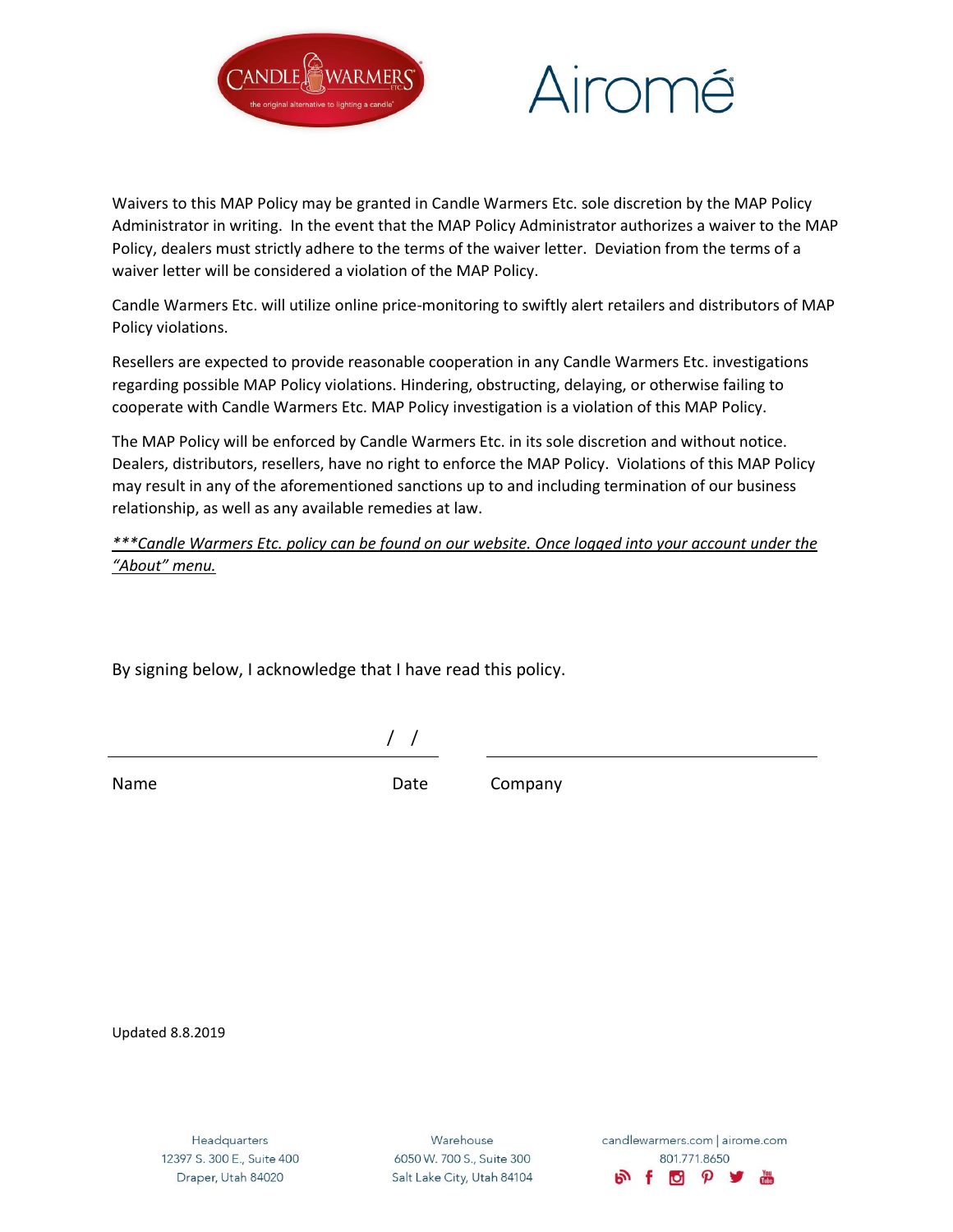Waivers to this MAP Policy may be granted in Candle Warmers Etc. sole discretion by the MAP Policy Administrator in writing. In the event that the MAP Policy Administrator authorizes a waiver to the MAP Policy, dealers must strictly adhere to the terms of the waiver letter. Deviation from the terms of a waiver letter will be considered a violation of the MAP Policy.

Candle Warmers Etc. will utilize online price-monitoring to swiftly alert retailers and distributors of MAP Policy violations.

Resellers are expected to provide reasonable cooperation in any Candle Warmers Etc. investigations regarding possible MAP Policy violations. Hindering, obstructing, delaying, or otherwise failing to cooperate with Candle Warmers Etc. MAP Policy investigation is a violation of this MAP Policy.

The MAP Policy will be enforced by Candle Warmers Etc. in its sole discretion and without notice. Dealers, distributors, resellers, have no right to enforce the MAP Policy. Violations of this MAP Policy may result in any of the aforementioned sanctions up to and including termination of our business relationship, as well as any available remedies at law.

*<u>***Candle Warmers Etc. policy can be found on our website. Once logged into your account under the "About" menu.</u>*

By signing below, I acknowledge that I have read this policy.

\_\_\_\_\_\_\_\_\_\_\_\_\_\_\_\_\_\_\_\_\_\_\_\_ / / \_\_\_\_\_\_\_\_\_\_\_\_\_\_\_\_\_\_\_\_\_\_\_\_

Name Date Company

Updated 8.8.2019

Headquarters
12397 S. 300 E., Suite 400
Draper, Utah 84020

Warehouse
6050 W. 700 S., Suite 300
Salt Lake City, Utah 84104

candlewarmers.com | airome.com
801.771.8650